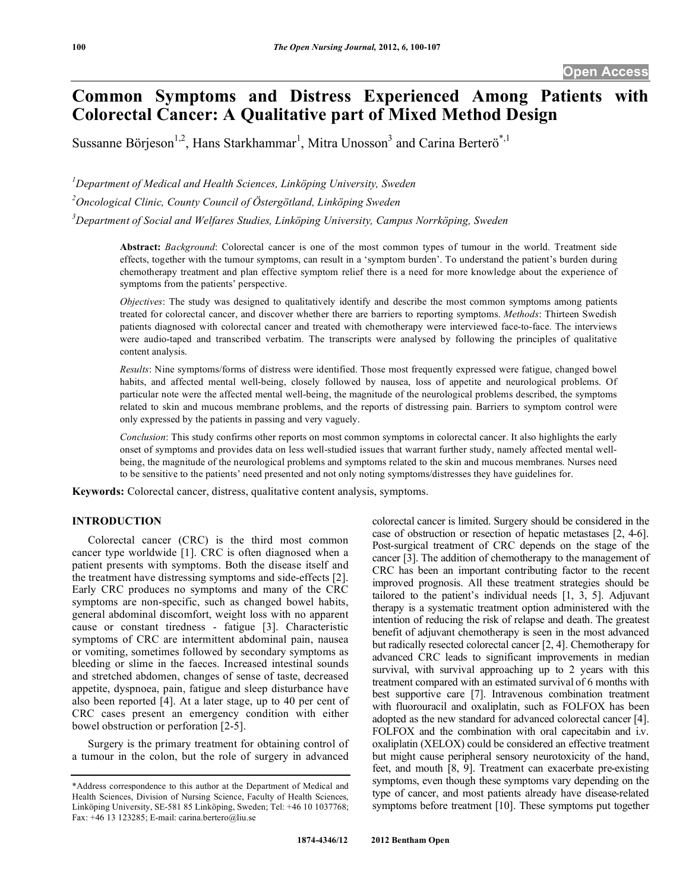Open Access

# Common Symptoms and Distress Experienced Among Patients with Colorectal Cancer: A Qualitative part of Mixed Method Design

Sussanne Börjeson[1,2], Hans Starkhammar[1], Mitra Unosson[3] and Carina Berterö[*,1]

[1]Department of Medical and Health Sciences, Linköping University, Sweden

[2]Oncological Clinic, County Council of Östergötland, Linköping Sweden

[3]Department of Social and Welfares Studies, Linköping University, Campus Norrköping, Sweden

**Abstract:** *Background*: Colorectal cancer is one of the most common types of tumour in the world. Treatment side effects, together with the tumour symptoms, can result in a 'symptom burden'. To understand the patient's burden during chemotherapy treatment and plan effective symptom relief there is a need for more knowledge about the experience of symptoms from the patients' perspective.

*Objectives*: The study was designed to qualitatively identify and describe the most common symptoms among patients treated for colorectal cancer, and discover whether there are barriers to reporting symptoms. *Methods*: Thirteen Swedish patients diagnosed with colorectal cancer and treated with chemotherapy were interviewed face-to-face. The interviews were audio-taped and transcribed verbatim. The transcripts were analysed by following the principles of qualitative content analysis.

*Results*: Nine symptoms/forms of distress were identified. Those most frequently expressed were fatigue, changed bowel habits, and affected mental well-being, closely followed by nausea, loss of appetite and neurological problems. Of particular note were the affected mental well-being, the magnitude of the neurological problems described, the symptoms related to skin and mucous membrane problems, and the reports of distressing pain. Barriers to symptom control were only expressed by the patients in passing and very vaguely.

*Conclusion*: This study confirms other reports on most common symptoms in colorectal cancer. It also highlights the early onset of symptoms and provides data on less well-studied issues that warrant further study, namely affected mental well-being, the magnitude of the neurological problems and symptoms related to the skin and mucous membranes. Nurses need to be sensitive to the patients' need presented and not only noting symptoms/distresses they have guidelines for.

**Keywords:** Colorectal cancer, distress, qualitative content analysis, symptoms.

## INTRODUCTION

Colorectal cancer (CRC) is the third most common cancer type worldwide [1]. CRC is often diagnosed when a patient presents with symptoms. Both the disease itself and the treatment have distressing symptoms and side-effects [2]. Early CRC produces no symptoms and many of the CRC symptoms are non-specific, such as changed bowel habits, general abdominal discomfort, weight loss with no apparent cause or constant tiredness - fatigue [3]. Characteristic symptoms of CRC are intermittent abdominal pain, nausea or vomiting, sometimes followed by secondary symptoms as bleeding or slime in the faeces. Increased intestinal sounds and stretched abdomen, changes of sense of taste, decreased appetite, dyspnoea, pain, fatigue and sleep disturbance have also been reported [4]. At a later stage, up to 40 per cent of CRC cases present an emergency condition with either bowel obstruction or perforation [2-5].

Surgery is the primary treatment for obtaining control of a tumour in the colon, but the role of surgery in advanced colorectal cancer is limited. Surgery should be considered in the case of obstruction or resection of hepatic metastases [2, 4-6]. Post-surgical treatment of CRC depends on the stage of the cancer [3]. The addition of chemotherapy to the management of CRC has been an important contributing factor to the recent improved prognosis. All these treatment strategies should be tailored to the patient's individual needs [1, 3, 5]. Adjuvant therapy is a systematic treatment option administered with the intention of reducing the risk of relapse and death. The greatest benefit of adjuvant chemotherapy is seen in the most advanced but radically resected colorectal cancer [2, 4]. Chemotherapy for advanced CRC leads to significant improvements in median survival, with survival approaching up to 2 years with this treatment compared with an estimated survival of 6 months with best supportive care [7]. Intravenous combination treatment with fluorouracil and oxaliplatin, such as FOLFOX has been adopted as the new standard for advanced colorectal cancer [4]. FOLFOX and the combination with oral capecitabin and i.v. oxaliplatin (XELOX) could be considered an effective treatment but might cause peripheral sensory neurotoxicity of the hand, feet, and mouth [8, 9]. Treatment can exacerbate pre-existing symptoms, even though these symptoms vary depending on the type of cancer, and most patients already have disease-related symptoms before treatment [10]. These symptoms put together

*Address correspondence to this author at the Department of Medical and Health Sciences, Division of Nursing Science, Faculty of Health Sciences, Linköping University, SE-581 85 Linköping, Sweden; Tel: +46 10 1037768; Fax: +46 13 123285; E-mail: carina.bertero@liu.se

1874-4346/12 2012 Bentham Open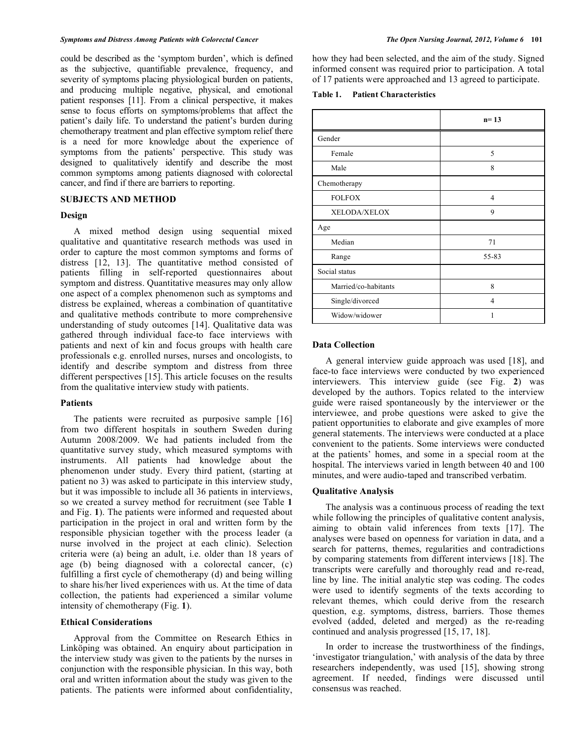could be described as the 'symptom burden', which is defined as the subjective, quantifiable prevalence, frequency, and severity of symptoms placing physiological burden on patients, and producing multiple negative, physical, and emotional patient responses [11]. From a clinical perspective, it makes sense to focus efforts on symptoms/problems that affect the patient's daily life. To understand the patient's burden during chemotherapy treatment and plan effective symptom relief there is a need for more knowledge about the experience of symptoms from the patients' perspective. This study was designed to qualitatively identify and describe the most common symptoms among patients diagnosed with colorectal cancer, and find if there are barriers to reporting.

## SUBJECTS AND METHOD

### Design

A mixed method design using sequential mixed qualitative and quantitative research methods was used in order to capture the most common symptoms and forms of distress [12, 13]. The quantitative method consisted of patients filling in self-reported questionnaires about symptom and distress. Quantitative measures may only allow one aspect of a complex phenomenon such as symptoms and distress be explained, whereas a combination of quantitative and qualitative methods contribute to more comprehensive understanding of study outcomes [14]. Qualitative data was gathered through individual face-to face interviews with patients and next of kin and focus groups with health care professionals e.g. enrolled nurses, nurses and oncologists, to identify and describe symptom and distress from three different perspectives [15]. This article focuses on the results from the qualitative interview study with patients.

### Patients

The patients were recruited as purposive sample [16] from two different hospitals in southern Sweden during Autumn 2008/2009. We had patients included from the quantitative survey study, which measured symptoms with instruments. All patients had knowledge about the phenomenon under study. Every third patient, (starting at patient no 3) was asked to participate in this interview study, but it was impossible to include all 36 patients in interviews, so we created a survey method for recruitment (see Table **1** and Fig. **1**). The patients were informed and requested about participation in the project in oral and written form by the responsible physician together with the process leader (a nurse involved in the project at each clinic). Selection criteria were (a) being an adult, i.e. older than 18 years of age (b) being diagnosed with a colorectal cancer, (c) fulfilling a first cycle of chemotherapy (d) and being willing to share his/her lived experiences with us. At the time of data collection, the patients had experienced a similar volume intensity of chemotherapy (Fig. **1**).

### Ethical Considerations

Approval from the Committee on Research Ethics in Linköping was obtained. An enquiry about participation in the interview study was given to the patients by the nurses in conjunction with the responsible physician. In this way, both oral and written information about the study was given to the patients. The patients were informed about confidentiality, how they had been selected, and the aim of the study. Signed informed consent was required prior to participation. A total of 17 patients were approached and 13 agreed to participate.

**Table 1. Patient Characteristics**

| | n= 13 |
|---|---|
| Gender | |
| Female | 5 |
| Male | 8 |
| Chemotherapy | |
| FOLFOX | 4 |
| XELODA/XELOX | 9 |
| Age | |
| Median | 71 |
| Range | 55-83 |
| Social status | |
| Married/co-habitants | 8 |
| Single/divorced | 4 |
| Widow/widower | 1 |

### Data Collection

A general interview guide approach was used [18], and face-to face interviews were conducted by two experienced interviewers. This interview guide (see Fig. **2**) was developed by the authors. Topics related to the interview guide were raised spontaneously by the interviewer or the interviewee, and probe questions were asked to give the patient opportunities to elaborate and give examples of more general statements. The interviews were conducted at a place convenient to the patients. Some interviews were conducted at the patients' homes, and some in a special room at the hospital. The interviews varied in length between 40 and 100 minutes, and were audio-taped and transcribed verbatim.

### Qualitative Analysis

The analysis was a continuous process of reading the text while following the principles of qualitative content analysis, aiming to obtain valid inferences from texts [17]. The analyses were based on openness for variation in data, and a search for patterns, themes, regularities and contradictions by comparing statements from different interviews [18]. The transcripts were carefully and thoroughly read and re-read, line by line. The initial analytic step was coding. The codes were used to identify segments of the texts according to relevant themes, which could derive from the research question, e.g. symptoms, distress, barriers. Those themes evolved (added, deleted and merged) as the re-reading continued and analysis progressed [15, 17, 18].

In order to increase the trustworthiness of the findings, 'investigator triangulation,' with analysis of the data by three researchers independently, was used [15], showing strong agreement. If needed, findings were discussed until consensus was reached.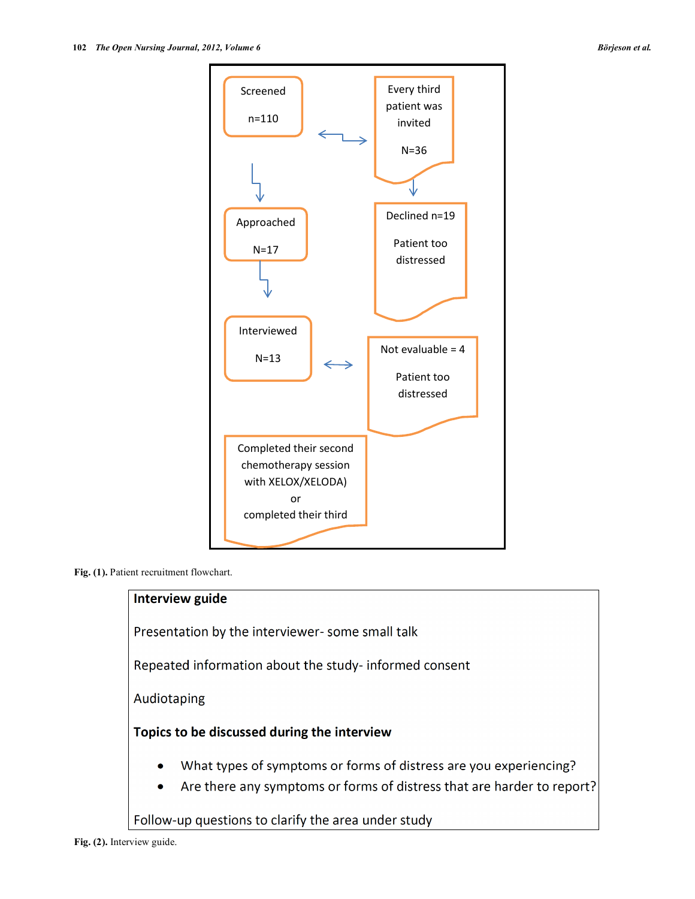Screened

n=110

Every third patient was invited

N=36

Declined n=19

Patient too distressed

Approached

N=17

Interviewed

N=13

Not evaluable = 4

Patient too distressed

Completed their second chemotherapy session with XELOX/XELODA) or completed their third

**Fig. (1).** Patient recruitment flowchart.

**Interview guide**

Presentation by the interviewer- some small talk

Repeated information about the study- informed consent

Audiotaping

**Topics to be discussed during the interview**

- What types of symptoms or forms of distress are you experiencing?
- Are there any symptoms or forms of distress that are harder to report?

Follow-up questions to clarify the area under study

**Fig. (2).** Interview guide.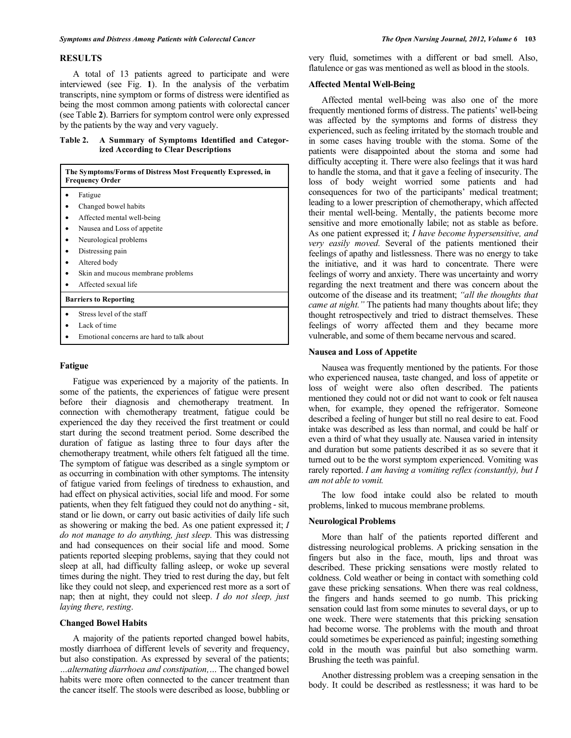## RESULTS

A total of 13 patients agreed to participate and were interviewed (see Fig. **1**). In the analysis of the verbatim transcripts, nine symptom or forms of distress were identified as being the most common among patients with colorectal cancer (see Table **2**). Barriers for symptom control were only expressed by the patients by the way and very vaguely.

**Table 2. A Summary of Symptoms Identified and Categorized According to Clear Descriptions**

| The Symptoms/Forms of Distress Most Frequently Expressed, in Frequency Order |
|---|
| • Fatigue |
| • Changed bowel habits |
| • Affected mental well-being |
| • Nausea and Loss of appetite |
| • Neurological problems |
| • Distressing pain |
| • Altered body |
| • Skin and mucous membrane problems |
| • Affected sexual life |
| **Barriers to Reporting** |
| • Stress level of the staff |
| • Lack of time |
| • Emotional concerns are hard to talk about |

### Fatigue

Fatigue was experienced by a majority of the patients. In some of the patients, the experiences of fatigue were present before their diagnosis and chemotherapy treatment. In connection with chemotherapy treatment, fatigue could be experienced the day they received the first treatment or could start during the second treatment period. Some described the duration of fatigue as lasting three to four days after the chemotherapy treatment, while others felt fatigued all the time. The symptom of fatigue was described as a single symptom or as occurring in combination with other symptoms. The intensity of fatigue varied from feelings of tiredness to exhaustion, and had effect on physical activities, social life and mood. For some patients, when they felt fatigued they could not do anything - sit, stand or lie down, or carry out basic activities of daily life such as showering or making the bed. As one patient expressed it; *I do not manage to do anything, just sleep.* This was distressing and had consequences on their social life and mood. Some patients reported sleeping problems, saying that they could not sleep at all, had difficulty falling asleep, or woke up several times during the night. They tried to rest during the day, but felt like they could not sleep, and experienced rest more as a sort of nap; then at night, they could not sleep. *I do not sleep, just laying there, resting*.

### Changed Bowel Habits

A majority of the patients reported changed bowel habits, mostly diarrhoea of different levels of severity and frequency, but also constipation. As expressed by several of the patients; *…alternating diarrhoea and constipation,…* The changed bowel habits were more often connected to the cancer treatment than the cancer itself. The stools were described as loose, bubbling or very fluid, sometimes with a different or bad smell. Also, flatulence or gas was mentioned as well as blood in the stools.

### Affected Mental Well-Being

Affected mental well-being was also one of the more frequently mentioned forms of distress. The patients' well-being was affected by the symptoms and forms of distress they experienced, such as feeling irritated by the stomach trouble and in some cases having trouble with the stoma. Some of the patients were disappointed about the stoma and some had difficulty accepting it. There were also feelings that it was hard to handle the stoma, and that it gave a feeling of insecurity. The loss of body weight worried some patients and had consequences for two of the participants' medical treatment; leading to a lower prescription of chemotherapy, which affected their mental well-being. Mentally, the patients become more sensitive and more emotionally labile; not as stable as before. As one patient expressed it; *I have become hypersensitive, and very easily moved.* Several of the patients mentioned their feelings of apathy and listlessness. There was no energy to take the initiative, and it was hard to concentrate. There were feelings of worry and anxiety. There was uncertainty and worry regarding the next treatment and there was concern about the outcome of the disease and its treatment; *"all the thoughts that came at night."* The patients had many thoughts about life; they thought retrospectively and tried to distract themselves. These feelings of worry affected them and they became more vulnerable, and some of them became nervous and scared.

### Nausea and Loss of Appetite

Nausea was frequently mentioned by the patients. For those who experienced nausea, taste changed, and loss of appetite or loss of weight were also often described. The patients mentioned they could not or did not want to cook or felt nausea when, for example, they opened the refrigerator. Someone described a feeling of hunger but still no real desire to eat. Food intake was described as less than normal, and could be half or even a third of what they usually ate. Nausea varied in intensity and duration but some patients described it as so severe that it turned out to be the worst symptom experienced. Vomiting was rarely reported. *I am having a vomiting reflex (constantly), but I am not able to vomit.*

The low food intake could also be related to mouth problems, linked to mucous membrane problems.

### Neurological Problems

More than half of the patients reported different and distressing neurological problems. A pricking sensation in the fingers but also in the face, mouth, lips and throat was described. These pricking sensations were mostly related to coldness. Cold weather or being in contact with something cold gave these pricking sensations. When there was real coldness, the fingers and hands seemed to go numb. This pricking sensation could last from some minutes to several days, or up to one week. There were statements that this pricking sensation had become worse. The problems with the mouth and throat could sometimes be experienced as painful; ingesting something cold in the mouth was painful but also something warm. Brushing the teeth was painful.

Another distressing problem was a creeping sensation in the body. It could be described as restlessness; it was hard to be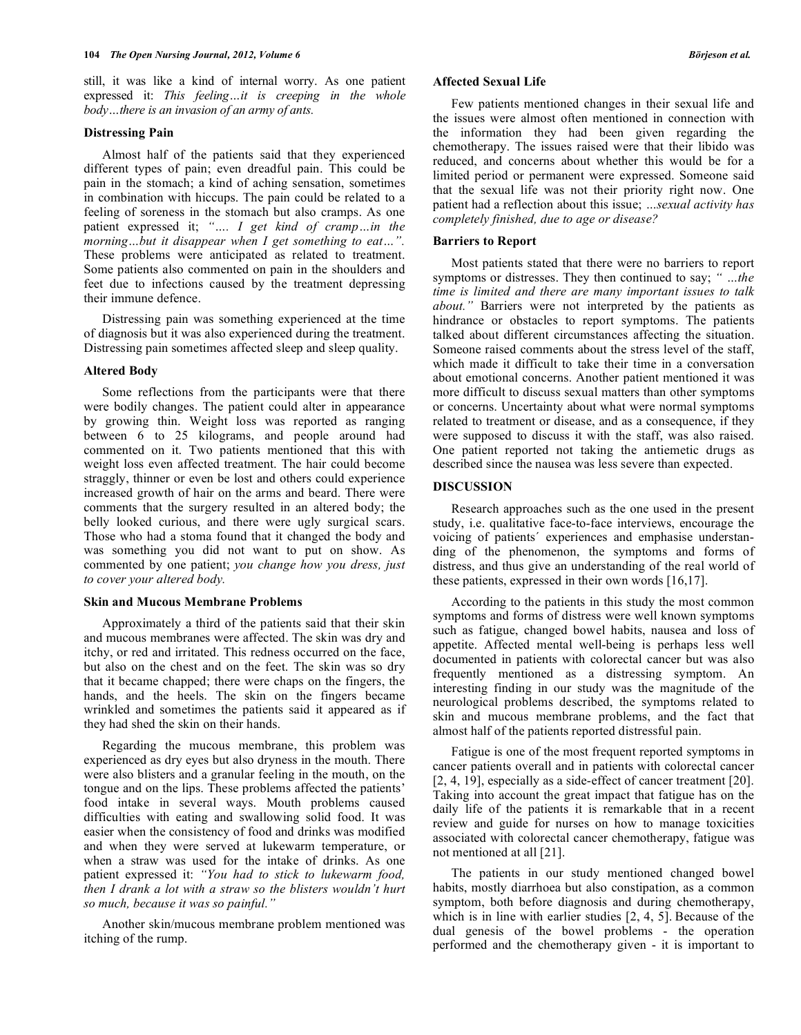still, it was like a kind of internal worry. As one patient expressed it: *This feeling…it is creeping in the whole body…there is an invasion of an army of ants.*

### Distressing Pain

Almost half of the patients said that they experienced different types of pain; even dreadful pain. This could be pain in the stomach; a kind of aching sensation, sometimes in combination with hiccups. The pain could be related to a feeling of soreness in the stomach but also cramps. As one patient expressed it; *"…. I get kind of cramp…in the morning…but it disappear when I get something to eat…".* These problems were anticipated as related to treatment. Some patients also commented on pain in the shoulders and feet due to infections caused by the treatment depressing their immune defence.

Distressing pain was something experienced at the time of diagnosis but it was also experienced during the treatment. Distressing pain sometimes affected sleep and sleep quality.

### Altered Body

Some reflections from the participants were that there were bodily changes. The patient could alter in appearance by growing thin. Weight loss was reported as ranging between 6 to 25 kilograms, and people around had commented on it. Two patients mentioned that this with weight loss even affected treatment. The hair could become straggly, thinner or even be lost and others could experience increased growth of hair on the arms and beard. There were comments that the surgery resulted in an altered body; the belly looked curious, and there were ugly surgical scars. Those who had a stoma found that it changed the body and was something you did not want to put on show. As commented by one patient; *you change how you dress, just to cover your altered body.*

### Skin and Mucous Membrane Problems

Approximately a third of the patients said that their skin and mucous membranes were affected. The skin was dry and itchy, or red and irritated. This redness occurred on the face, but also on the chest and on the feet. The skin was so dry that it became chapped; there were chaps on the fingers, the hands, and the heels. The skin on the fingers became wrinkled and sometimes the patients said it appeared as if they had shed the skin on their hands.

Regarding the mucous membrane, this problem was experienced as dry eyes but also dryness in the mouth. There were also blisters and a granular feeling in the mouth, on the tongue and on the lips. These problems affected the patients' food intake in several ways. Mouth problems caused difficulties with eating and swallowing solid food. It was easier when the consistency of food and drinks was modified and when they were served at lukewarm temperature, or when a straw was used for the intake of drinks. As one patient expressed it: *"You had to stick to lukewarm food, then I drank a lot with a straw so the blisters wouldn't hurt so much, because it was so painful."*

Another skin/mucous membrane problem mentioned was itching of the rump.

### Affected Sexual Life

Few patients mentioned changes in their sexual life and the issues were almost often mentioned in connection with the information they had been given regarding the chemotherapy. The issues raised were that their libido was reduced, and concerns about whether this would be for a limited period or permanent were expressed. Someone said that the sexual life was not their priority right now. One patient had a reflection about this issue; *...sexual activity has completely finished, due to age or disease?*

### Barriers to Report

Most patients stated that there were no barriers to report symptoms or distresses. They then continued to say; *" ...the time is limited and there are many important issues to talk about."* Barriers were not interpreted by the patients as hindrance or obstacles to report symptoms. The patients talked about different circumstances affecting the situation. Someone raised comments about the stress level of the staff, which made it difficult to take their time in a conversation about emotional concerns. Another patient mentioned it was more difficult to discuss sexual matters than other symptoms or concerns. Uncertainty about what were normal symptoms related to treatment or disease, and as a consequence, if they were supposed to discuss it with the staff, was also raised. One patient reported not taking the antiemetic drugs as described since the nausea was less severe than expected.

## DISCUSSION

Research approaches such as the one used in the present study, i.e. qualitative face-to-face interviews, encourage the voicing of patients´ experiences and emphasise understanding of the phenomenon, the symptoms and forms of distress, and thus give an understanding of the real world of these patients, expressed in their own words [16,17].

According to the patients in this study the most common symptoms and forms of distress were well known symptoms such as fatigue, changed bowel habits, nausea and loss of appetite. Affected mental well-being is perhaps less well documented in patients with colorectal cancer but was also frequently mentioned as a distressing symptom. An interesting finding in our study was the magnitude of the neurological problems described, the symptoms related to skin and mucous membrane problems, and the fact that almost half of the patients reported distressful pain.

Fatigue is one of the most frequent reported symptoms in cancer patients overall and in patients with colorectal cancer [2, 4, 19], especially as a side-effect of cancer treatment [20]. Taking into account the great impact that fatigue has on the daily life of the patients it is remarkable that in a recent review and guide for nurses on how to manage toxicities associated with colorectal cancer chemotherapy, fatigue was not mentioned at all [21].

The patients in our study mentioned changed bowel habits, mostly diarrhoea but also constipation, as a common symptom, both before diagnosis and during chemotherapy, which is in line with earlier studies [2, 4, 5]. Because of the dual genesis of the bowel problems - the operation performed and the chemotherapy given - it is important to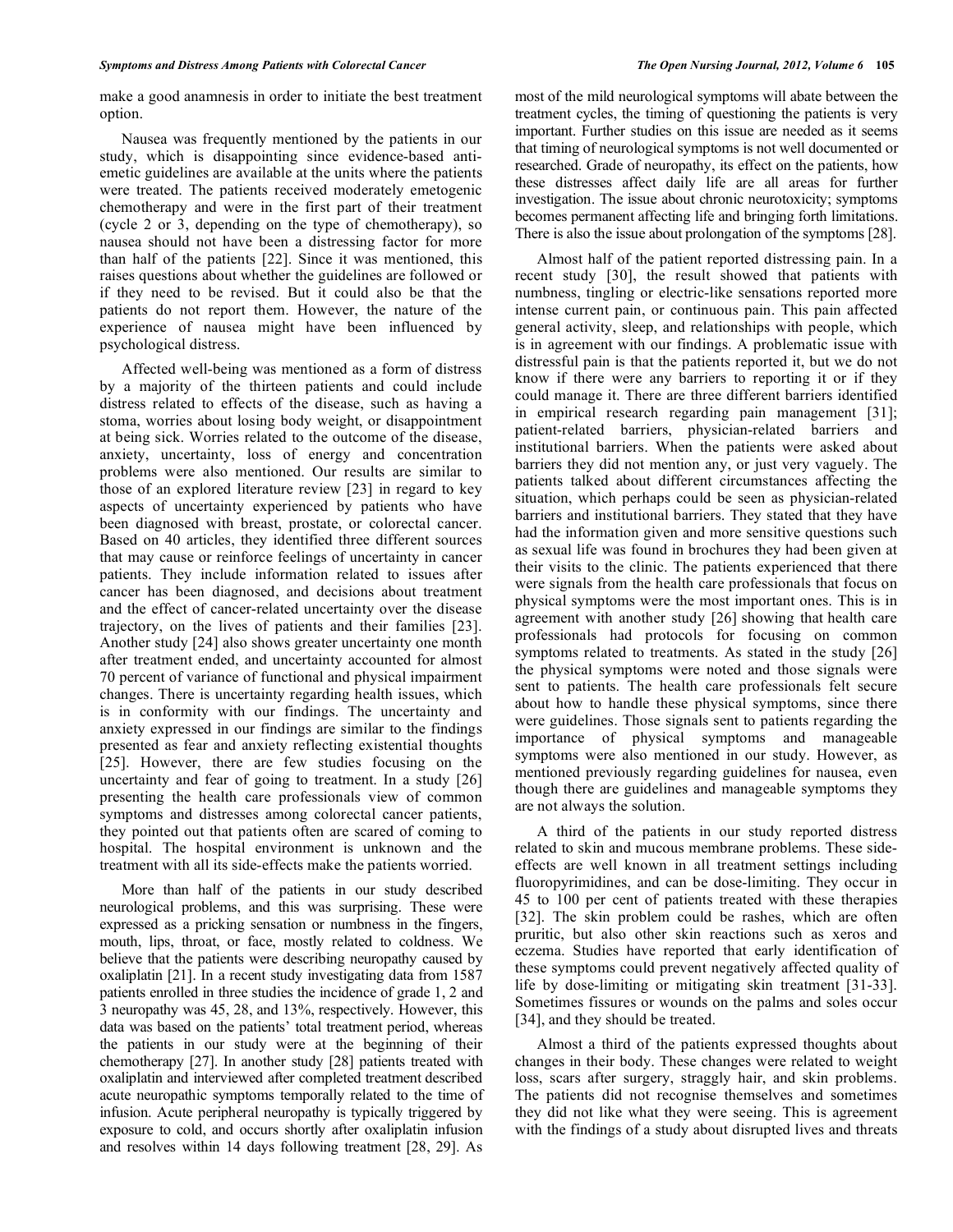make a good anamnesis in order to initiate the best treatment option.

Nausea was frequently mentioned by the patients in our study, which is disappointing since evidence-based anti-emetic guidelines are available at the units where the patients were treated. The patients received moderately emetogenic chemotherapy and were in the first part of their treatment (cycle 2 or 3, depending on the type of chemotherapy), so nausea should not have been a distressing factor for more than half of the patients [22]. Since it was mentioned, this raises questions about whether the guidelines are followed or if they need to be revised. But it could also be that the patients do not report them. However, the nature of the experience of nausea might have been influenced by psychological distress.

Affected well-being was mentioned as a form of distress by a majority of the thirteen patients and could include distress related to effects of the disease, such as having a stoma, worries about losing body weight, or disappointment at being sick. Worries related to the outcome of the disease, anxiety, uncertainty, loss of energy and concentration problems were also mentioned. Our results are similar to those of an explored literature review [23] in regard to key aspects of uncertainty experienced by patients who have been diagnosed with breast, prostate, or colorectal cancer. Based on 40 articles, they identified three different sources that may cause or reinforce feelings of uncertainty in cancer patients. They include information related to issues after cancer has been diagnosed, and decisions about treatment and the effect of cancer-related uncertainty over the disease trajectory, on the lives of patients and their families [23]. Another study [24] also shows greater uncertainty one month after treatment ended, and uncertainty accounted for almost 70 percent of variance of functional and physical impairment changes. There is uncertainty regarding health issues, which is in conformity with our findings. The uncertainty and anxiety expressed in our findings are similar to the findings presented as fear and anxiety reflecting existential thoughts [25]. However, there are few studies focusing on the uncertainty and fear of going to treatment. In a study [26] presenting the health care professionals view of common symptoms and distresses among colorectal cancer patients, they pointed out that patients often are scared of coming to hospital. The hospital environment is unknown and the treatment with all its side-effects make the patients worried.

More than half of the patients in our study described neurological problems, and this was surprising. These were expressed as a pricking sensation or numbness in the fingers, mouth, lips, throat, or face, mostly related to coldness. We believe that the patients were describing neuropathy caused by oxaliplatin [21]. In a recent study investigating data from 1587 patients enrolled in three studies the incidence of grade 1, 2 and 3 neuropathy was 45, 28, and 13%, respectively. However, this data was based on the patients' total treatment period, whereas the patients in our study were at the beginning of their chemotherapy [27]. In another study [28] patients treated with oxaliplatin and interviewed after completed treatment described acute neuropathic symptoms temporally related to the time of infusion. Acute peripheral neuropathy is typically triggered by exposure to cold, and occurs shortly after oxaliplatin infusion and resolves within 14 days following treatment [28, 29]. As most of the mild neurological symptoms will abate between the treatment cycles, the timing of questioning the patients is very important. Further studies on this issue are needed as it seems that timing of neurological symptoms is not well documented or researched. Grade of neuropathy, its effect on the patients, how these distresses affect daily life are all areas for further investigation. The issue about chronic neurotoxicity; symptoms becomes permanent affecting life and bringing forth limitations. There is also the issue about prolongation of the symptoms [28].

Almost half of the patient reported distressing pain. In a recent study [30], the result showed that patients with numbness, tingling or electric-like sensations reported more intense current pain, or continuous pain. This pain affected general activity, sleep, and relationships with people, which is in agreement with our findings. A problematic issue with distressful pain is that the patients reported it, but we do not know if there were any barriers to reporting it or if they could manage it. There are three different barriers identified in empirical research regarding pain management [31]; patient-related barriers, physician-related barriers and institutional barriers. When the patients were asked about barriers they did not mention any, or just very vaguely. The patients talked about different circumstances affecting the situation, which perhaps could be seen as physician-related barriers and institutional barriers. They stated that they have had the information given and more sensitive questions such as sexual life was found in brochures they had been given at their visits to the clinic. The patients experienced that there were signals from the health care professionals that focus on physical symptoms were the most important ones. This is in agreement with another study [26] showing that health care professionals had protocols for focusing on common symptoms related to treatments. As stated in the study [26] the physical symptoms were noted and those signals were sent to patients. The health care professionals felt secure about how to handle these physical symptoms, since there were guidelines. Those signals sent to patients regarding the importance of physical symptoms and manageable symptoms were also mentioned in our study. However, as mentioned previously regarding guidelines for nausea, even though there are guidelines and manageable symptoms they are not always the solution.

A third of the patients in our study reported distress related to skin and mucous membrane problems. These side-effects are well known in all treatment settings including fluoropyrimidines, and can be dose-limiting. They occur in 45 to 100 per cent of patients treated with these therapies [32]. The skin problem could be rashes, which are often pruritic, but also other skin reactions such as xeros and eczema. Studies have reported that early identification of these symptoms could prevent negatively affected quality of life by dose-limiting or mitigating skin treatment [31-33]. Sometimes fissures or wounds on the palms and soles occur [34], and they should be treated.

Almost a third of the patients expressed thoughts about changes in their body. These changes were related to weight loss, scars after surgery, straggly hair, and skin problems. The patients did not recognise themselves and sometimes they did not like what they were seeing. This is agreement with the findings of a study about disrupted lives and threats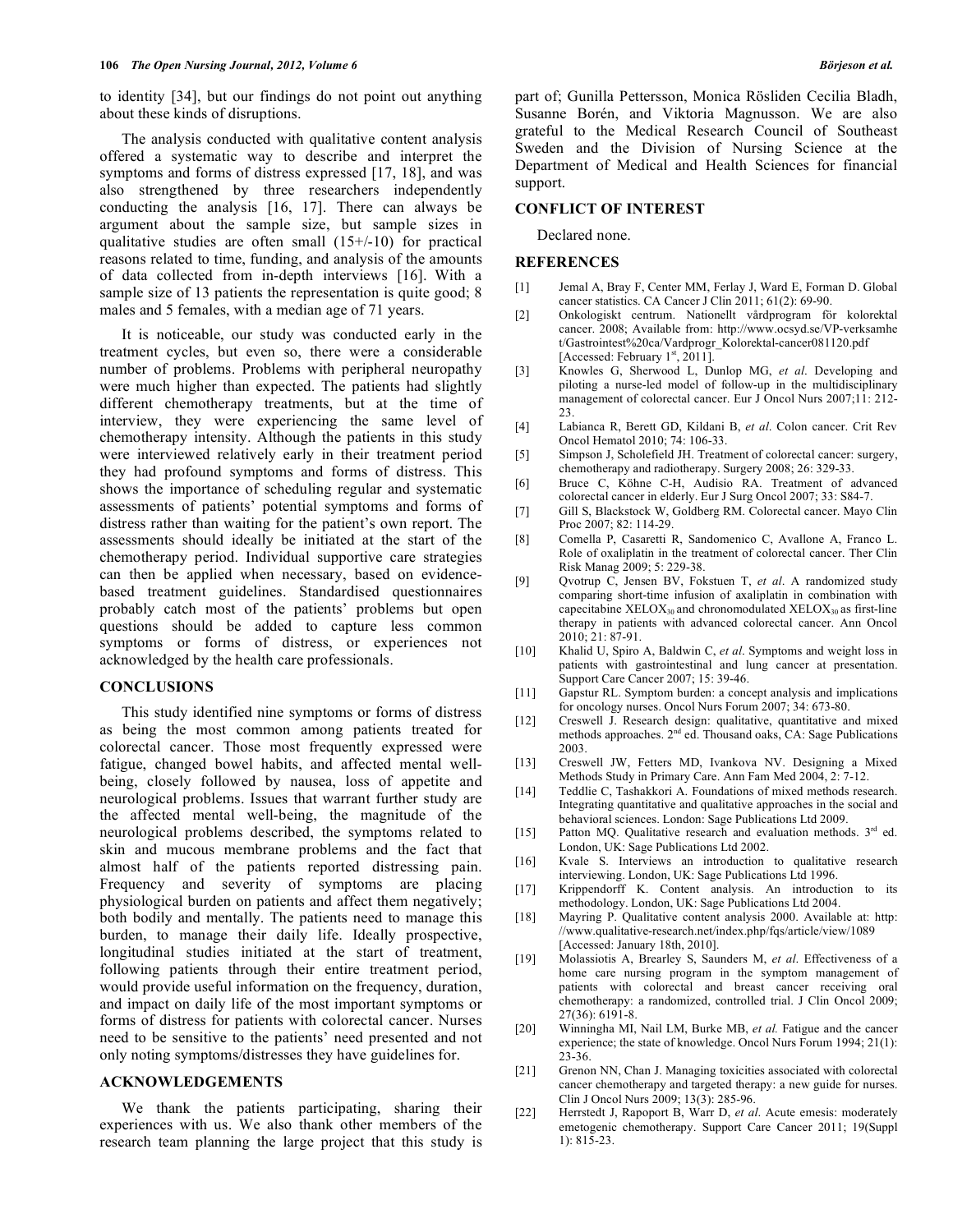to identity [34], but our findings do not point out anything about these kinds of disruptions.

The analysis conducted with qualitative content analysis offered a systematic way to describe and interpret the symptoms and forms of distress expressed [17, 18], and was also strengthened by three researchers independently conducting the analysis [16, 17]. There can always be argument about the sample size, but sample sizes in qualitative studies are often small (15+/-10) for practical reasons related to time, funding, and analysis of the amounts of data collected from in-depth interviews [16]. With a sample size of 13 patients the representation is quite good; 8 males and 5 females, with a median age of 71 years.

It is noticeable, our study was conducted early in the treatment cycles, but even so, there were a considerable number of problems. Problems with peripheral neuropathy were much higher than expected. The patients had slightly different chemotherapy treatments, but at the time of interview, they were experiencing the same level of chemotherapy intensity. Although the patients in this study were interviewed relatively early in their treatment period they had profound symptoms and forms of distress. This shows the importance of scheduling regular and systematic assessments of patients' potential symptoms and forms of distress rather than waiting for the patient's own report. The assessments should ideally be initiated at the start of the chemotherapy period. Individual supportive care strategies can then be applied when necessary, based on evidence-based treatment guidelines. Standardised questionnaires probably catch most of the patients' problems but open questions should be added to capture less common symptoms or forms of distress, or experiences not acknowledged by the health care professionals.

## CONCLUSIONS

This study identified nine symptoms or forms of distress as being the most common among patients treated for colorectal cancer. Those most frequently expressed were fatigue, changed bowel habits, and affected mental well-being, closely followed by nausea, loss of appetite and neurological problems. Issues that warrant further study are the affected mental well-being, the magnitude of the neurological problems described, the symptoms related to skin and mucous membrane problems and the fact that almost half of the patients reported distressing pain. Frequency and severity of symptoms are placing physiological burden on patients and affect them negatively; both bodily and mentally. The patients need to manage this burden, to manage their daily life. Ideally prospective, longitudinal studies initiated at the start of treatment, following patients through their entire treatment period, would provide useful information on the frequency, duration, and impact on daily life of the most important symptoms or forms of distress for patients with colorectal cancer. Nurses need to be sensitive to the patients' need presented and not only noting symptoms/distresses they have guidelines for.

## ACKNOWLEDGEMENTS

We thank the patients participating, sharing their experiences with us. We also thank other members of the research team planning the large project that this study is part of; Gunilla Pettersson, Monica Rösliden Cecilia Bladh, Susanne Borén, and Viktoria Magnusson. We are also grateful to the Medical Research Council of Southeast Sweden and the Division of Nursing Science at the Department of Medical and Health Sciences for financial support.

## CONFLICT OF INTEREST

Declared none.

## REFERENCES

[1] Jemal A, Bray F, Center MM, Ferlay J, Ward E, Forman D. Global cancer statistics. CA Cancer J Clin 2011; 61(2): 69-90.

[2] Onkologiskt centrum. Nationellt vårdprogram för kolorektal cancer. 2008; Available from: http://www.ocsyd.se/VP-verksamhet/Gastrointest%20ca/Vardprogr_Kolorektal-cancer081120.pdf [Accessed: February 1st, 2011].

[3] Knowles G, Sherwood L, Dunlop MG, *et al*. Developing and piloting a nurse-led model of follow-up in the multidisciplinary management of colorectal cancer. Eur J Oncol Nurs 2007;11: 212-23.

[4] Labianca R, Berett GD, Kildani B, *et al*. Colon cancer. Crit Rev Oncol Hematol 2010; 74: 106-33.

[5] Simpson J, Scholefield JH. Treatment of colorectal cancer: surgery, chemotherapy and radiotherapy. Surgery 2008; 26: 329-33.

[6] Bruce C, Köhne C-H, Audisio RA. Treatment of advanced colorectal cancer in elderly. Eur J Surg Oncol 2007; 33: S84-7.

[7] Gill S, Blackstock W, Goldberg RM. Colorectal cancer. Mayo Clin Proc 2007; 82: 114-29.

[8] Comella P, Casaretti R, Sandomenico C, Avallone A, Franco L. Role of oxaliplatin in the treatment of colorectal cancer. Ther Clin Risk Manag 2009; 5: 229-38.

[9] Qvotrup C, Jensen BV, Fokstuen T, *et al*. A randomized study comparing short-time infusion of axaliplatin in combination with capecitabine $XELOX_{30}$ and chronomodulated $XELOX_{30}$ as first-line therapy in patients with advanced colorectal cancer. Ann Oncol 2010; 21: 87-91.

[10] Khalid U, Spiro A, Baldwin C, *et al*. Symptoms and weight loss in patients with gastrointestinal and lung cancer at presentation. Support Care Cancer 2007; 15: 39-46.

[11] Gapstur RL. Symptom burden: a concept analysis and implications for oncology nurses. Oncol Nurs Forum 2007; 34: 673-80.

[12] Creswell J. Research design: qualitative, quantitative and mixed methods approaches. 2nd ed. Thousand oaks, CA: Sage Publications 2003.

[13] Creswell JW, Fetters MD, Ivankova NV. Designing a Mixed Methods Study in Primary Care. Ann Fam Med 2004, 2: 7-12.

[14] Teddlie C, Tashakkori A. Foundations of mixed methods research. Integrating quantitative and qualitative approaches in the social and behavioral sciences. London: Sage Publications Ltd 2009.

[15] Patton MQ. Qualitative research and evaluation methods. 3rd ed. London, UK: Sage Publications Ltd 2002.

[16] Kvale S. Interviews an introduction to qualitative research interviewing. London, UK: Sage Publications Ltd 1996.

[17] Krippendorff K. Content analysis. An introduction to its methodology. London, UK: Sage Publications Ltd 2004.

[18] Mayring P. Qualitative content analysis 2000. Available at: http://www.qualitative-research.net/index.php/fqs/article/view/1089 [Accessed: January 18th, 2010].

[19] Molassiotis A, Brearley S, Saunders M, *et al*. Effectiveness of a home care nursing program in the symptom management of patients with colorectal and breast cancer receiving oral chemotherapy: a randomized, controlled trial. J Clin Oncol 2009; 27(36): 6191-8.

[20] Winningha MI, Nail LM, Burke MB, *et al.* Fatigue and the cancer experience; the state of knowledge. Oncol Nurs Forum 1994; 21(1): 23-36.

[21] Grenon NN, Chan J. Managing toxicities associated with colorectal cancer chemotherapy and targeted therapy: a new guide for nurses. Clin J Oncol Nurs 2009; 13(3): 285-96.

[22] Herrstedt J, Rapoport B, Warr D, *et al.* Acute emesis: moderately emetogenic chemotherapy. Support Care Cancer 2011; 19(Suppl 1): 815-23.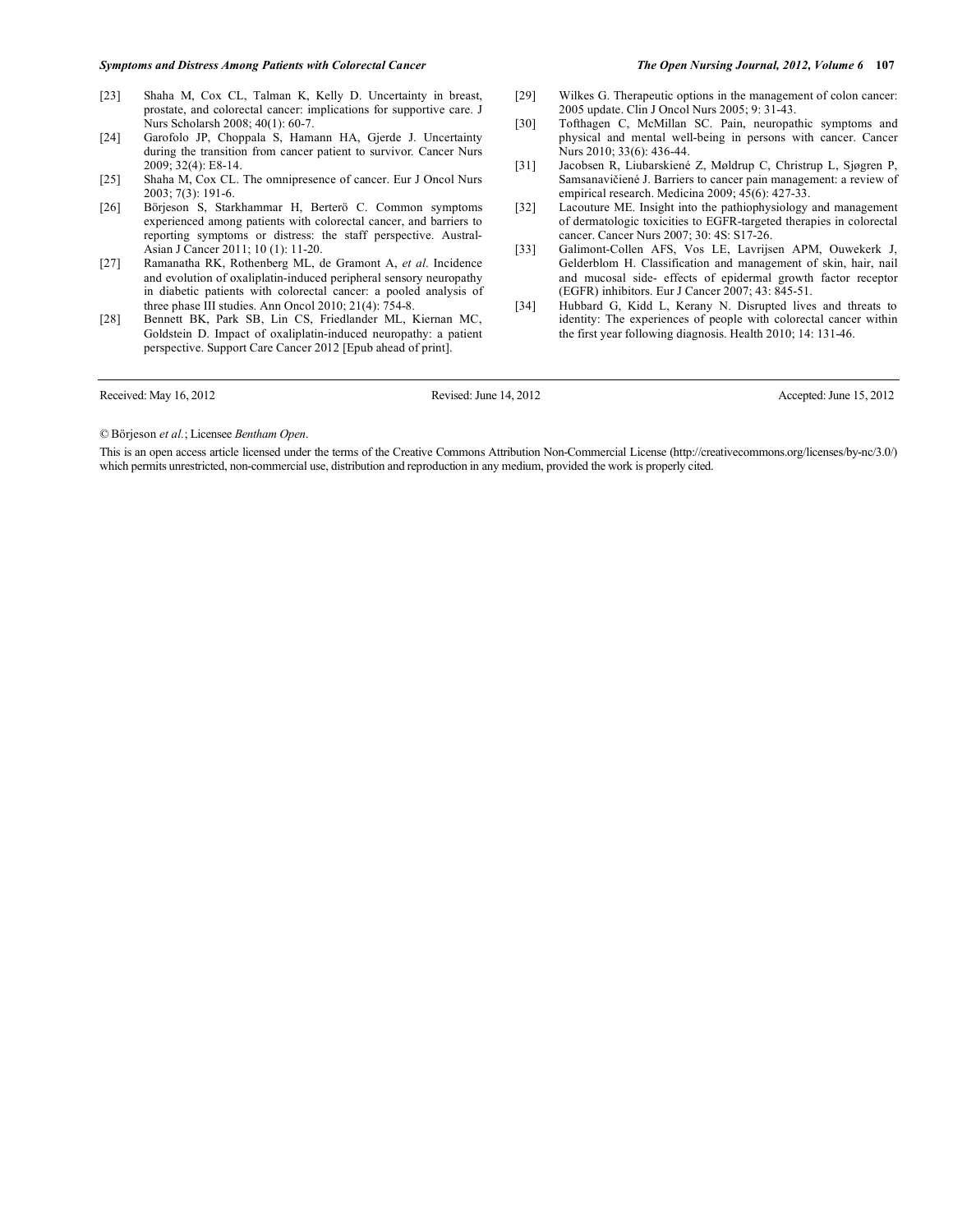[23] Shaha M, Cox CL, Talman K, Kelly D. Uncertainty in breast, prostate, and colorectal cancer: implications for supportive care. J Nurs Scholarsh 2008; 40(1): 60-7.

[24] Garofolo JP, Choppala S, Hamann HA, Gjerde J. Uncertainty during the transition from cancer patient to survivor. Cancer Nurs 2009; 32(4): E8-14.

[25] Shaha M, Cox CL. The omnipresence of cancer. Eur J Oncol Nurs 2003; 7(3): 191-6.

[26] Börjeson S, Starkhammar H, Berterö C. Common symptoms experienced among patients with colorectal cancer, and barriers to reporting symptoms or distress: the staff perspective. Austral-Asian J Cancer 2011; 10 (1): 11-20.

[27] Ramanatha RK, Rothenberg ML, de Gramont A, *et al*. Incidence and evolution of oxaliplatin-induced peripheral sensory neuropathy in diabetic patients with colorectal cancer: a pooled analysis of three phase III studies. Ann Oncol 2010; 21(4): 754-8.

[28] Bennett BK, Park SB, Lin CS, Friedlander ML, Kiernan MC, Goldstein D. Impact of oxaliplatin-induced neuropathy: a patient perspective. Support Care Cancer 2012 [Epub ahead of print].

[29] Wilkes G. Therapeutic options in the management of colon cancer: 2005 update. Clin J Oncol Nurs 2005; 9: 31-43.

[30] Tofthagen C, McMillan SC. Pain, neuropathic symptoms and physical and mental well-being in persons with cancer. Cancer Nurs 2010; 33(6): 436-44.

[31] Jacobsen R, Liubarskiené Z, Møldrup C, Christrup L, Sjøgren P, Samsanavičiené J. Barriers to cancer pain management: a review of empirical research. Medicina 2009; 45(6): 427-33.

[32] Lacouture ME. Insight into the pathiophysiology and management of dermatologic toxicities to EGFR-targeted therapies in colorectal cancer. Cancer Nurs 2007; 30: 4S: S17-26.

[33] Galimont-Collen AFS, Vos LE, Lavrijsen APM, Ouwekerk J, Gelderblom H. Classification and management of skin, hair, nail and mucosal side- effects of epidermal growth factor receptor (EGFR) inhibitors. Eur J Cancer 2007; 43: 845-51.

[34] Hubbard G, Kidd L, Kerany N. Disrupted lives and threats to identity: The experiences of people with colorectal cancer within the first year following diagnosis. Health 2010; 14: 131-46.

Received: May 16, 2012 Revised: June 14, 2012 Accepted: June 15, 2012

© Börjeson *et al.*; Licensee *Bentham Open*.

This is an open access article licensed under the terms of the Creative Commons Attribution Non-Commercial License (http://creativecommons.org/licenses/by-nc/3.0/) which permits unrestricted, non-commercial use, distribution and reproduction in any medium, provided the work is properly cited.